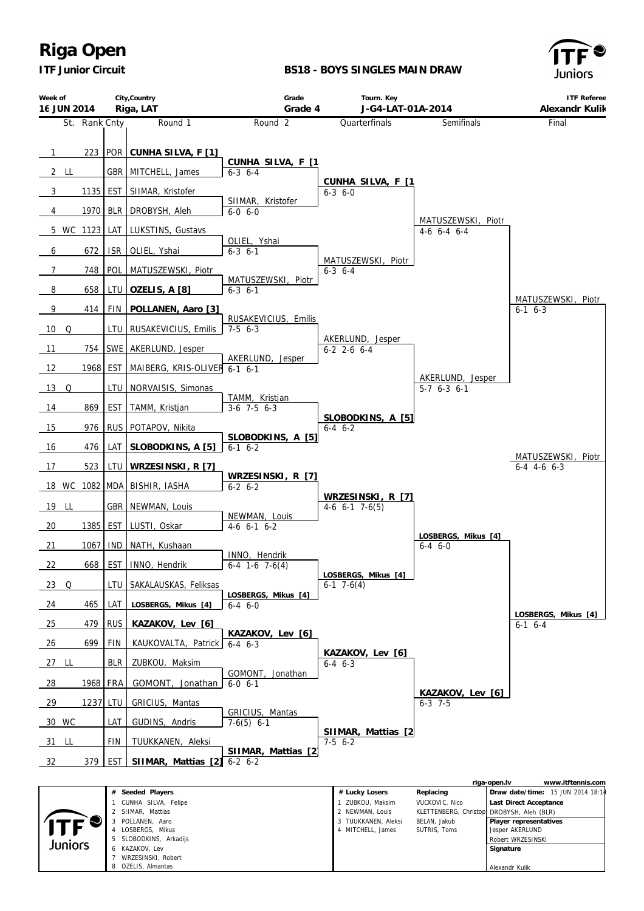# Riga Open

**ITF Junior Circuit**

**BS18 - BOYS SINGLES MAIN DRAW**

| Week of | City,Country | Grade | Tourn. Key | ITF Referee |
|---|---|---|---|---|
| 16 JUN 2014 | Riga, LAT | Grade 4 | J-G4-LAT-01A-2014 | Alexandr Kulik |

| | St. | Rank | Cnty | Round 1 | Round 2 | Quarterfinals | Semifinals | Final |
|---|---|---|---|---|---|---|---|---|
| 1 | | 223 | POR | **CUNHA SILVA, F [1]** | **CUNHA SILVA, F [1** 6-3 6-4 | **CUNHA SILVA, F [1** 6-3 6-0 | MATUSZEWSKI, Piotr 4-6 6-4 6-4 | MATUSZEWSKI, Piotr 6-1 6-3 |
| 2 | LL | | GBR | MITCHELL, James | | | | |
| 3 | | 1135 | EST | SIIMAR, Kristofer | SIIMAR, Kristofer 6-0 6-0 | | | |
| 4 | | 1970 | BLR | DROBYSH, Aleh | | | | |
| 5 | WC | 1123 | LAT | LUKSTINS, Gustavs | OLIEL, Yshai 6-3 6-1 | MATUSZEWSKI, Piotr 6-3 6-4 | | |
| 6 | | 672 | ISR | OLIEL, Yshai | | | | |
| 7 | | 748 | POL | MATUSZEWSKI, Piotr | MATUSZEWSKI, Piotr 6-3 6-1 | | | |
| 8 | | 658 | LTU | **OZELIS, A [8]** | | | | |
| 9 | | 414 | FIN | **POLLANEN, Aaro [3]** | RUSAKEVICIUS, Emilis 7-5 6-3 | AKERLUND, Jesper 6-2 2-6 6-4 | AKERLUND, Jesper 5-7 6-3 6-1 | |
| 10 | Q | | LTU | RUSAKEVICIUS, Emilis | | | | |
| 11 | | 754 | SWE | AKERLUND, Jesper | AKERLUND, Jesper 6-1 6-1 | | | |
| 12 | | 1968 | EST | MAIBERG, KRIS-OLIVER | | | | |
| 13 | Q | | LTU | NORVAISIS, Simonas | TAMM, Kristjan 3-6 7-5 6-3 | **SLOBODKINS, A [5]** 6-4 6-2 | | |
| 14 | | 869 | EST | TAMM, Kristjan | | | | |
| 15 | | 976 | RUS | POTAPOV, Nikita | **SLOBODKINS, A [5]** 6-1 6-2 | | | |
| 16 | | 476 | LAT | **SLOBODKINS, A [5]** | | | | |
| 17 | | 523 | LTU | **WRZESINSKI, R [7]** | **WRZESINSKI, R [7]** 6-2 6-2 | **WRZESINSKI, R [7]** 4-6 6-1 7-6(5) | **LOSBERGS, Mikus [4]** 6-4 6-0 | **LOSBERGS, Mikus [4]** 6-1 6-4 |
| 18 | WC | 1082 | MDA | BISHIR, IASHA | | | | |
| 19 | LL | | GBR | NEWMAN, Louis | NEWMAN, Louis 4-6 6-1 6-2 | | | |
| 20 | | 1385 | EST | LUSTI, Oskar | | | | |
| 21 | | 1067 | IND | NATH, Kushaan | INNO, Hendrik 6-4 1-6 7-6(4) | **LOSBERGS, Mikus [4]** 6-1 7-6(4) | | |
| 22 | | 668 | EST | INNO, Hendrik | | | | |
| 23 | Q | | LTU | SAKALAUSKAS, Feliksas | **LOSBERGS, Mikus [4]** 6-4 6-0 | | | |
| 24 | | 465 | LAT | **LOSBERGS, Mikus [4]** | | | | |
| 25 | | 479 | RUS | **KAZAKOV, Lev [6]** | **KAZAKOV, Lev [6]** 6-4 6-3 | **KAZAKOV, Lev [6]** 6-4 6-3 | **KAZAKOV, Lev [6]** 6-3 7-5 | |
| 26 | | 699 | FIN | KAUKOVALTA, Patrick | | | | |
| 27 | LL | | BLR | ZUBKOU, Maksim | GOMONT, Jonathan 6-0 6-1 | | | |
| 28 | | 1968 | FRA | GOMONT, Jonathan | | | | |
| 29 | | 1237 | LTU | GRICIUS, Mantas | GRICIUS, Mantas 7-6(5) 6-1 | **SIIMAR, Mattias [2** 7-5 6-2 | | |
| 30 | WC | | LAT | GUDINS, Andris | | | | |
| 31 | LL | | FIN | TUUKKANEN, Aleksi | **SIIMAR, Mattias [2** 6-2 6-2 | | | |
| 32 | | 379 | EST | **SIIMAR, Mattias [2]** | | | | |

**Champion:** MATUSZEWSKI, Piotr 6-4 4-6 6-3

riga-open.lv www.itftennis.com

| # | Seeded Players | # | Lucky Losers | Replacing |
|---|---|---|---|---|
| 1 | CUNHA SILVA, Felipe | 1 | ZUBKOU, Maksim | VUCKOVIC, Nico |
| 2 | SIIMAR, Mattias | 2 | NEWMAN, Louis | KLETTENBERG, Christop |
| 3 | POLLANEN, Aaro | 3 | TUUKKANEN, Aleksi | BELAN, Jakub |
| 4 | LOSBERGS, Mikus | 4 | MITCHELL, James | SUTRIS, Toms |
| 5 | SLOBODKINS, Arkadijs | | | |
| 6 | KAZAKOV, Lev | | | |
| 7 | WRZESINSKI, Robert | | | |
| 8 | OZELIS, Almantas | | | |

**Draw date/time:** 15 JUN 2014 18:14

**Last Direct Acceptance**
DROBYSH, Aleh (BLR)

**Player representatives**
Jesper AKERLUND
Robert WRZESINSKI

**Signature**
Alexandr Kulik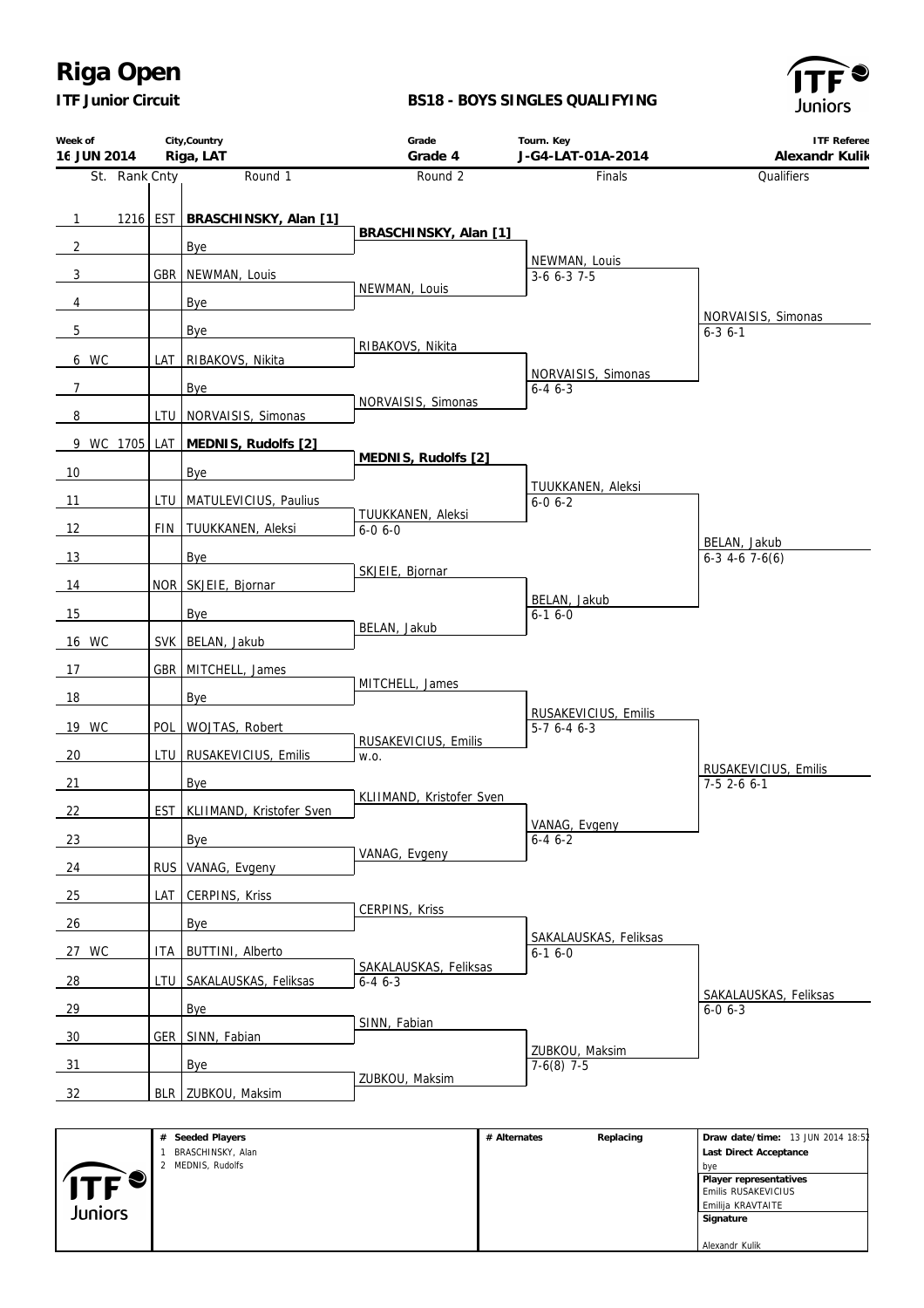# Riga Open

**ITF Junior Circuit**

**BS18 - BOYS SINGLES QUALIFYING**

| Week of | City,Country | Grade | Tourn. Key | ITF Referee |
|---|---|---|---|---|
| 16 JUN 2014 | Riga, LAT | Grade 4 | J-G4-LAT-01A-2014 | Alexandr Kulik |

| St. | Rank | Cnty | Round 1 | Round 2 | Finals | Qualifiers |
|---|---|---|---|---|---|---|
| 1 | 1216 | EST | **BRASCHINSKY, Alan [1]** | **BRASCHINSKY, Alan [1]** | NEWMAN, Louis 3-6 6-3 7-5 | NORVAISIS, Simonas 6-3 6-1 |
| 2 | | | Bye | | | |
| 3 | | GBR | NEWMAN, Louis | NEWMAN, Louis | | |
| 4 | | | Bye | | | |
| 5 | | | Bye | RIBAKOVS, Nikita | NORVAISIS, Simonas 6-4 6-3 | |
| 6 WC | | LAT | RIBAKOVS, Nikita | | | |
| 7 | | | Bye | NORVAISIS, Simonas | | |
| 8 | | LTU | NORVAISIS, Simonas | | | |
| 9 WC | 1705 | LAT | **MEDNIS, Rudolfs [2]** | **MEDNIS, Rudolfs [2]** | TUUKKANEN, Aleksi 6-0 6-2 | BELAN, Jakub 6-3 4-6 7-6(6) |
| 10 | | | Bye | | | |
| 11 | | LTU | MATULEVICIUS, Paulius | TUUKKANEN, Aleksi 6-0 6-0 | | |
| 12 | | FIN | TUUKKANEN, Aleksi | | | |
| 13 | | | Bye | SKJEIE, Bjornar | BELAN, Jakub 6-1 6-0 | |
| 14 | | NOR | SKJEIE, Bjornar | | | |
| 15 | | | Bye | BELAN, Jakub | | |
| 16 WC | | SVK | BELAN, Jakub | | | |
| 17 | | GBR | MITCHELL, James | MITCHELL, James | RUSAKEVICIUS, Emilis 5-7 6-4 6-3 | RUSAKEVICIUS, Emilis 7-5 2-6 6-1 |
| 18 | | | Bye | | | |
| 19 WC | | POL | WOJTAS, Robert | RUSAKEVICIUS, Emilis w.o. | | |
| 20 | | LTU | RUSAKEVICIUS, Emilis | | | |
| 21 | | | Bye | KLIIMAND, Kristofer Sven | VANAG, Evgeny 6-4 6-2 | |
| 22 | | EST | KLIIMAND, Kristofer Sven | | | |
| 23 | | | Bye | VANAG, Evgeny | | |
| 24 | | RUS | VANAG, Evgeny | | | |
| 25 | | LAT | CERPINS, Kriss | CERPINS, Kriss | SAKALAUSKAS, Feliksas 6-1 6-0 | SAKALAUSKAS, Feliksas 6-0 6-3 |
| 26 | | | Bye | | | |
| 27 WC | | ITA | BUTTINI, Alberto | SAKALAUSKAS, Feliksas 6-4 6-3 | | |
| 28 | | LTU | SAKALAUSKAS, Feliksas | | | |
| 29 | | | Bye | SINN, Fabian | ZUBKOU, Maksim 7-6(8) 7-5 | |
| 30 | | GER | SINN, Fabian | | | |
| 31 | | | Bye | ZUBKOU, Maksim | | |
| 32 | | BLR | ZUBKOU, Maksim | | | |

| # | Seeded Players | # Alternates | Replacing | |
|---|---|---|---|---|
| 1 | BRASCHINSKY, Alan | | | **Draw date/time:** 13 JUN 2014 18:52 |
| 2 | MEDNIS, Rudolfs | | | **Last Direct Acceptance**: bye |
| | | | | **Player representatives**: Emilis RUSAKEVICIUS, Emilija KRAVTAITE |
| | | | | **Signature**: Alexandr Kulik |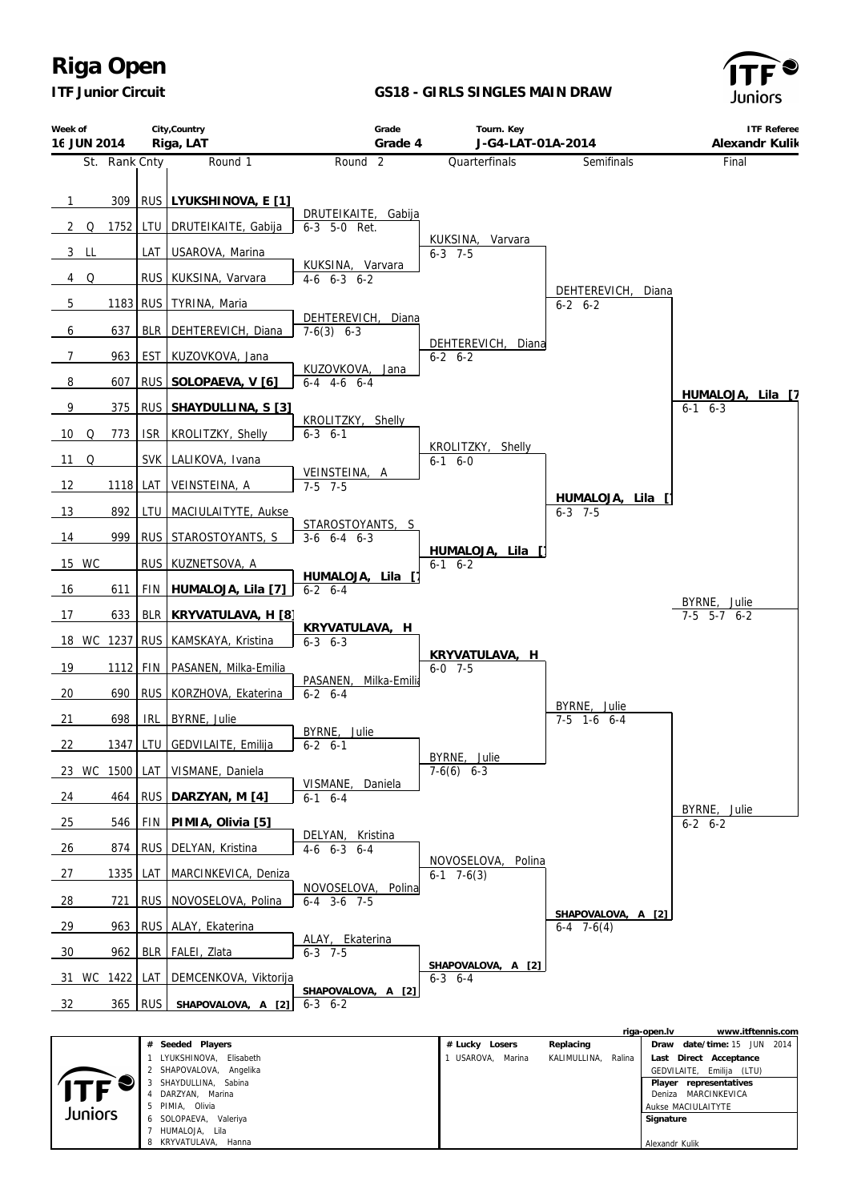# Riga Open

**ITF Junior Circuit**

**GS18 - GIRLS SINGLES MAIN DRAW**

| Week of | City,Country | Grade | Tourn. Key | ITF Referee |
|---|---|---|---|---|
| 16 JUN 2014 | Riga, LAT | Grade 4 | J-G4-LAT-01A-2014 | Alexandr Kulik |

| St. | Rank | Cnty | Round 1 | Round 2 | Quarterfinals | Semifinals | Final |
|---|---|---|---|---|---|---|---|
| 1 | 309 | RUS | **LYUKSHINOVA, E [1]** | | | | |
| 2 Q | 1752 | LTU | DRUTEIKAITE, Gabija | DRUTEIKAITE, Gabija 6-3 5-0 Ret. | | | |
| 3 LL | | LAT | USAROVA, Marina | | KUKSINA, Varvara 6-3 7-5 | | |
| 4 Q | | RUS | KUKSINA, Varvara | KUKSINA, Varvara 4-6 6-3 6-2 | | | |
| 5 | 1183 | RUS | TYRINA, Maria | | | DEHTEREVICH, Diana 6-2 6-2 | |
| 6 | 637 | BLR | DEHTEREVICH, Diana | DEHTEREVICH, Diana 7-6(3) 6-3 | | | |
| 7 | 963 | EST | KUZOVKOVA, Jana | | DEHTEREVICH, Diana 6-2 6-2 | | |
| 8 | 607 | RUS | **SOLOPAEVA, V [6]** | KUZOVKOVA, Jana 6-4 4-6 6-4 | | | |
| 9 | 375 | RUS | **SHAYDULLINA, S [3]** | | | | **HUMALOJA, Lila [7]** 6-1 6-3 |
| 10 Q | 773 | ISR | KROLITZKY, Shelly | KROLITZKY, Shelly 6-3 6-1 | | | |
| 11 Q | | SVK | LALIKOVA, Ivana | | KROLITZKY, Shelly 6-1 6-0 | | |
| 12 | 1118 | LAT | VEINSTEINA, A | VEINSTEINA, A 7-5 7-5 | | | |
| 13 | 892 | LTU | MACIULAITYTE, Aukse | | | **HUMALOJA, Lila [7]** 6-3 7-5 | |
| 14 | 999 | RUS | STAROSTOYANTS, S | STAROSTOYANTS, S 3-6 6-4 6-3 | | | |
| 15 WC | | RUS | KUZNETSOVA, A | | **HUMALOJA, Lila [7]** 6-1 6-2 | | |
| 16 | 611 | FIN | **HUMALOJA, Lila [7]** | **HUMALOJA, Lila [7]** 6-2 6-4 | | | |
| 17 | 633 | BLR | **KRYVATULAVA, H [8]** | | | | BYRNE, Julie 7-5 5-7 6-2 |
| 18 WC | 1237 | RUS | KAMSKAYA, Kristina | **KRYVATULAVA, H** 6-3 6-3 | | | |
| 19 | 1112 | FIN | PASANEN, Milka-Emilia | | **KRYVATULAVA, H** 6-0 7-5 | | |
| 20 | 690 | RUS | KORZHOVA, Ekaterina | PASANEN, Milka-Emilia 6-2 6-4 | | | |
| 21 | 698 | IRL | BYRNE, Julie | | | BYRNE, Julie 7-5 1-6 6-4 | |
| 22 | 1347 | LTU | GEDVILAITE, Emilija | BYRNE, Julie 6-2 6-1 | | | |
| 23 WC | 1500 | LAT | VISMANE, Daniela | | BYRNE, Julie 7-6(6) 6-3 | | |
| 24 | 464 | RUS | **DARZYAN, M [4]** | VISMANE, Daniela 6-1 6-4 | | | |
| 25 | 546 | FIN | **PIMIA, Olivia [5]** | | | | BYRNE, Julie 6-2 6-2 |
| 26 | 874 | RUS | DELYAN, Kristina | DELYAN, Kristina 4-6 6-3 6-4 | | | |
| 27 | 1335 | LAT | MARCINKEVICA, Deniza | | NOVOSELOVA, Polina 6-1 7-6(3) | | |
| 28 | 721 | RUS | NOVOSELOVA, Polina | NOVOSELOVA, Polina 6-4 3-6 7-5 | | | |
| 29 | 963 | RUS | ALAY, Ekaterina | | | **SHAPOVALOVA, A [2]** 6-4 7-6(4) | |
| 30 | 962 | BLR | FALEI, Zlata | ALAY, Ekaterina 6-3 7-5 | | | |
| 31 WC | 1422 | LAT | DEMCENKOVA, Viktorija | | **SHAPOVALOVA, A [2]** 6-3 6-4 | | |
| 32 | 365 | RUS | **SHAPOVALOVA, A [2]** | **SHAPOVALOVA, A [2]** 6-3 6-2 | | | |

riga-open.lv www.itftennis.com

| # | Seeded Players |
|---|---|
| 1 | LYUKSHINOVA, Elisabeth |
| 2 | SHAPOVALOVA, Angelika |
| 3 | SHAYDULLINA, Sabina |
| 4 | DARZYAN, Marina |
| 5 | PIMIA, Olivia |
| 6 | SOLOPAEVA, Valeriya |
| 7 | HUMALOJA, Lila |
| 8 | KRYVATULAVA, Hanna |

| # | Lucky Losers | Replacing |
|---|---|---|
| 1 | USAROVA, Marina | KALIMULLINA, Ralina |

**Draw date/time:** 15 JUN 2014

**Last Direct Acceptance**
GEDVILAITE, Emilija (LTU)

**Player representatives**
Deniza MARCINKEVICA
Aukse MACIULAITYTE

**Signature**
Alexandr Kulik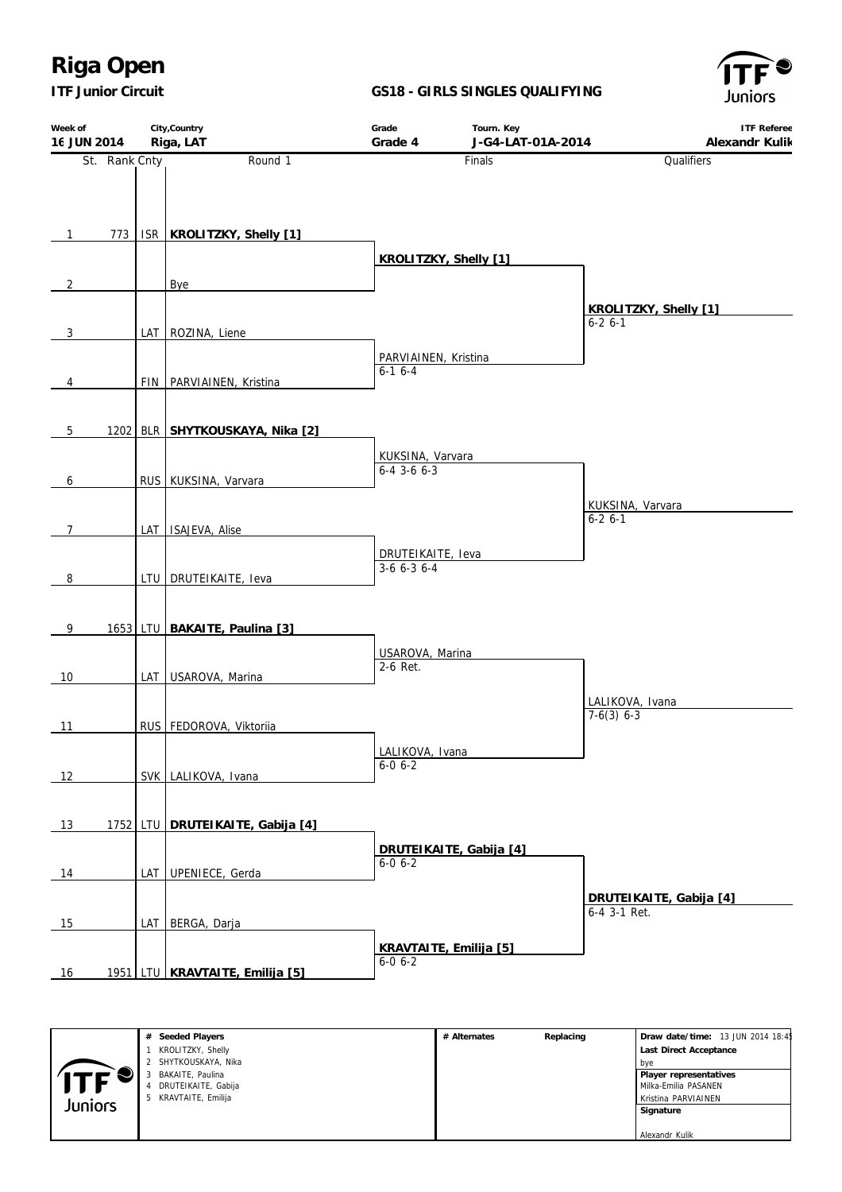# Riga Open

**ITF Junior Circuit**

**GS18 - GIRLS SINGLES QUALIFYING**

| Week of | City,Country | Grade | Tourn. Key | ITF Referee |
|---|---|---|---|---|
| 16 JUN 2014 | Riga, LAT | Grade 4 | J-G4-LAT-01A-2014 | Alexandr Kulik |

| St. | Rank | Cnty | Round 1 | Finals | Qualifiers |
|---|---|---|---|---|---|
| 1 | 773 | ISR | **KROLITZKY, Shelly [1]** | | |
| | | | | **KROLITZKY, Shelly [1]** | |
| 2 | | | Bye | | |
| | | | | | **KROLITZKY, Shelly [1]** 6-2 6-1 |
| 3 | | LAT | ROZINA, Liene | | |
| | | | | PARVIAINEN, Kristina 6-1 6-4 | |
| 4 | | FIN | PARVIAINEN, Kristina | | |
| 5 | 1202 | BLR | **SHYTKOUSKAYA, Nika [2]** | | |
| | | | | KUKSINA, Varvara 6-4 3-6 6-3 | |
| 6 | | RUS | KUKSINA, Varvara | | |
| | | | | | KUKSINA, Varvara 6-2 6-1 |
| 7 | | LAT | ISAJEVA, Alise | | |
| | | | | DRUTEIKAITE, Ieva 3-6 6-3 6-4 | |
| 8 | | LTU | DRUTEIKAITE, Ieva | | |
| 9 | 1653 | LTU | **BAKAITE, Paulina [3]** | | |
| | | | | USAROVA, Marina 2-6 Ret. | |
| 10 | | LAT | USAROVA, Marina | | |
| | | | | | LALIKOVA, Ivana 7-6(3) 6-3 |
| 11 | | RUS | FEDOROVA, Viktoriia | | |
| | | | | LALIKOVA, Ivana 6-0 6-2 | |
| 12 | | SVK | LALIKOVA, Ivana | | |
| 13 | 1752 | LTU | **DRUTEIKAITE, Gabija [4]** | | |
| | | | | **DRUTEIKAITE, Gabija [4]** 6-0 6-2 | |
| 14 | | LAT | UPENIECE, Gerda | | |
| | | | | | **DRUTEIKAITE, Gabija [4]** 6-4 3-1 Ret. |
| 15 | | LAT | BERGA, Darja | | |
| | | | | **KRAVTAITE, Emilija [5]** 6-0 6-2 | |
| 16 | 1951 | LTU | **KRAVTAITE, Emilija [5]** | | |

| # | Seeded Players | # Alternates | Replacing | |
|---|---|---|---|---|
| 1 | KROLITZKY, Shelly | | | **Draw date/time:** 13 JUN 2014 18:45 |
| 2 | SHYTKOUSKAYA, Nika | | | **Last Direct Acceptance** bye |
| 3 | BAKAITE, Paulina | | | **Player representatives** |
| 4 | DRUTEIKAITE, Gabija | | | Milka-Emilia PASANEN |
| 5 | KRAVTAITE, Emilija | | | Kristina PARVIAINEN |
| | | | | **Signature** |
| | | | | Alexandr Kulik |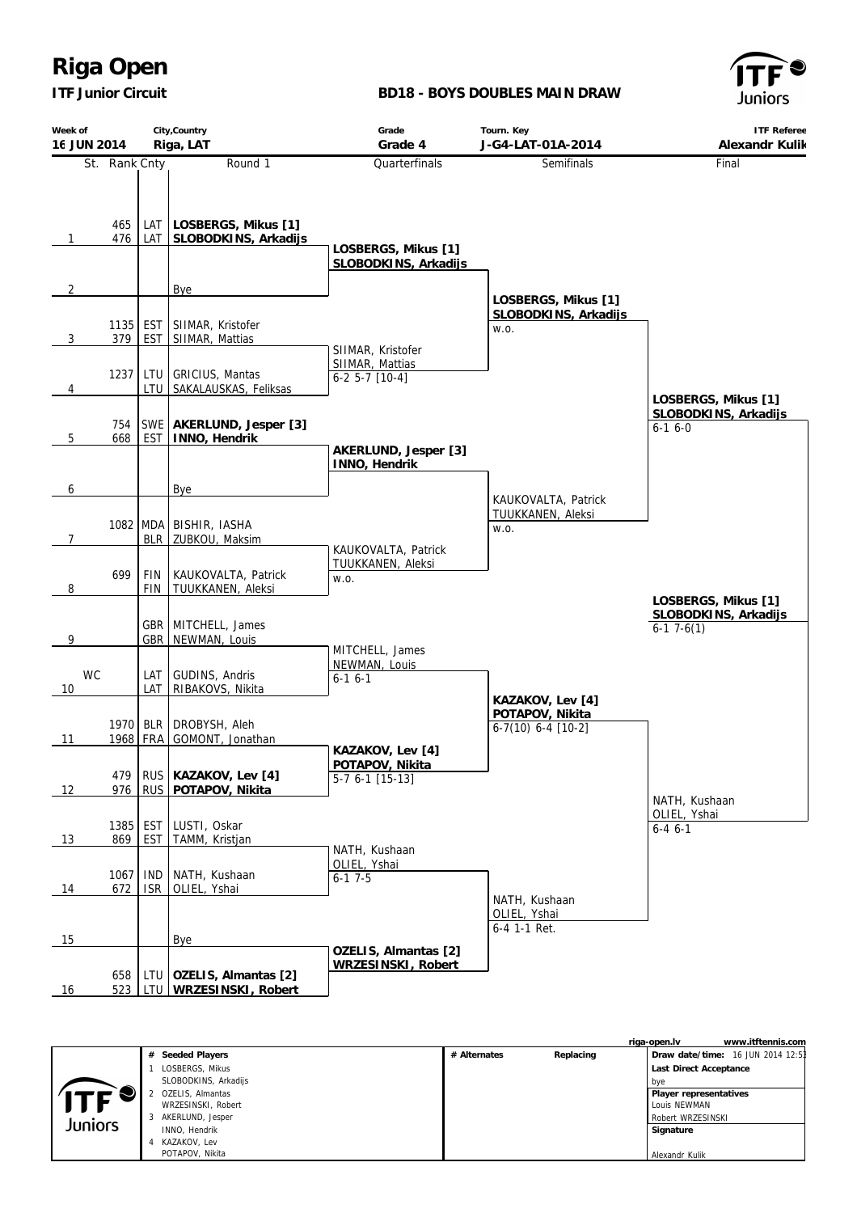# Riga Open

**ITF Junior Circuit**

**BD18 - BOYS DOUBLES MAIN DRAW**

| Week of | City,Country | Grade | Tourn. Key | ITF Referee |
|---|---|---|---|---|
| 16 JUN 2014 | Riga, LAT | Grade 4 | J-G4-LAT-01A-2014 | Alexandr Kulik |

| St. | Rank | Cnty | Round 1 | Quarterfinals | Semifinals | Final |
|---|---|---|---|---|---|---|
| 1 | 465 / 476 | LAT / LAT | **LOSBERGS, Mikus [1]** / **SLOBODKINS, Arkadijs** | **LOSBERGS, Mikus [1]** / **SLOBODKINS, Arkadijs** | | |
| 2 | | | Bye | | **LOSBERGS, Mikus [1]** / **SLOBODKINS, Arkadijs** w.o. | |
| 3 | 1135 / 379 | EST / EST | SIIMAR, Kristofer / SIIMAR, Mattias | SIIMAR, Kristofer / SIIMAR, Mattias 6-2 5-7 [10-4] | | |
| 4 | 1237 | LTU / LTU | GRICIUS, Mantas / SAKALAUSKAS, Feliksas | | | **LOSBERGS, Mikus [1]** / **SLOBODKINS, Arkadijs** 6-1 6-0 |
| 5 | 754 / 668 | SWE / EST | **AKERLUND, Jesper [3]** / **INNO, Hendrik** | **AKERLUND, Jesper [3]** / **INNO, Hendrik** | | |
| 6 | | | Bye | | KAUKOVALTA, Patrick / TUUKKANEN, Aleksi w.o. | |
| 7 | 1082 | MDA / BLR | BISHIR, IASHA / ZUBKOU, Maksim | KAUKOVALTA, Patrick / TUUKKANEN, Aleksi w.o. | | |
| 8 | 699 | FIN / FIN | KAUKOVALTA, Patrick / TUUKKANEN, Aleksi | | | **LOSBERGS, Mikus [1]** / **SLOBODKINS, Arkadijs** 6-1 7-6(1) |
| 9 | | GBR / GBR | MITCHELL, James / NEWMAN, Louis | MITCHELL, James / NEWMAN, Louis 6-1 6-1 | | |
| 10 | WC | LAT / LAT | GUDINS, Andris / RIBAKOVS, Nikita | | **KAZAKOV, Lev [4]** / **POTAPOV, Nikita** 6-7(10) 6-4 [10-2] | |
| 11 | 1970 / 1968 | BLR / FRA | DROBYSH, Aleh / GOMONT, Jonathan | **KAZAKOV, Lev [4]** / **POTAPOV, Nikita** 5-7 6-1 [15-13] | | |
| 12 | 479 / 976 | RUS / RUS | **KAZAKOV, Lev [4]** / **POTAPOV, Nikita** | | | NATH, Kushaan / OLIEL, Yshai 6-4 6-1 |
| 13 | 1385 / 869 | EST / EST | LUSTI, Oskar / TAMM, Kristjan | NATH, Kushaan / OLIEL, Yshai 6-1 7-5 | | |
| 14 | 1067 / 672 | IND / ISR | NATH, Kushaan / OLIEL, Yshai | | NATH, Kushaan / OLIEL, Yshai 6-4 1-1 Ret. | |
| 15 | | | Bye | **OZELIS, Almantas [2]** / **WRZESINSKI, Robert** | | |
| 16 | 658 / 523 | LTU / LTU | **OZELIS, Almantas [2]** / **WRZESINSKI, Robert** | | | |

riga-open.lv www.itftennis.com

| # | Seeded Players | # Alternates | Replacing | |
|---|---|---|---|---|
| 1 | LOSBERGS, Mikus / SLOBODKINS, Arkadijs | | | **Draw date/time:** 16 JUN 2014 12:51 |
| 2 | OZELIS, Almantas / WRZESINSKI, Robert | | | **Last Direct Acceptance:** bye |
| 3 | AKERLUND, Jesper / INNO, Hendrik | | | **Player representatives:** Louis NEWMAN, Robert WRZESINSKI |
| 4 | KAZAKOV, Lev / POTAPOV, Nikita | | | **Signature:** Alexandr Kulik |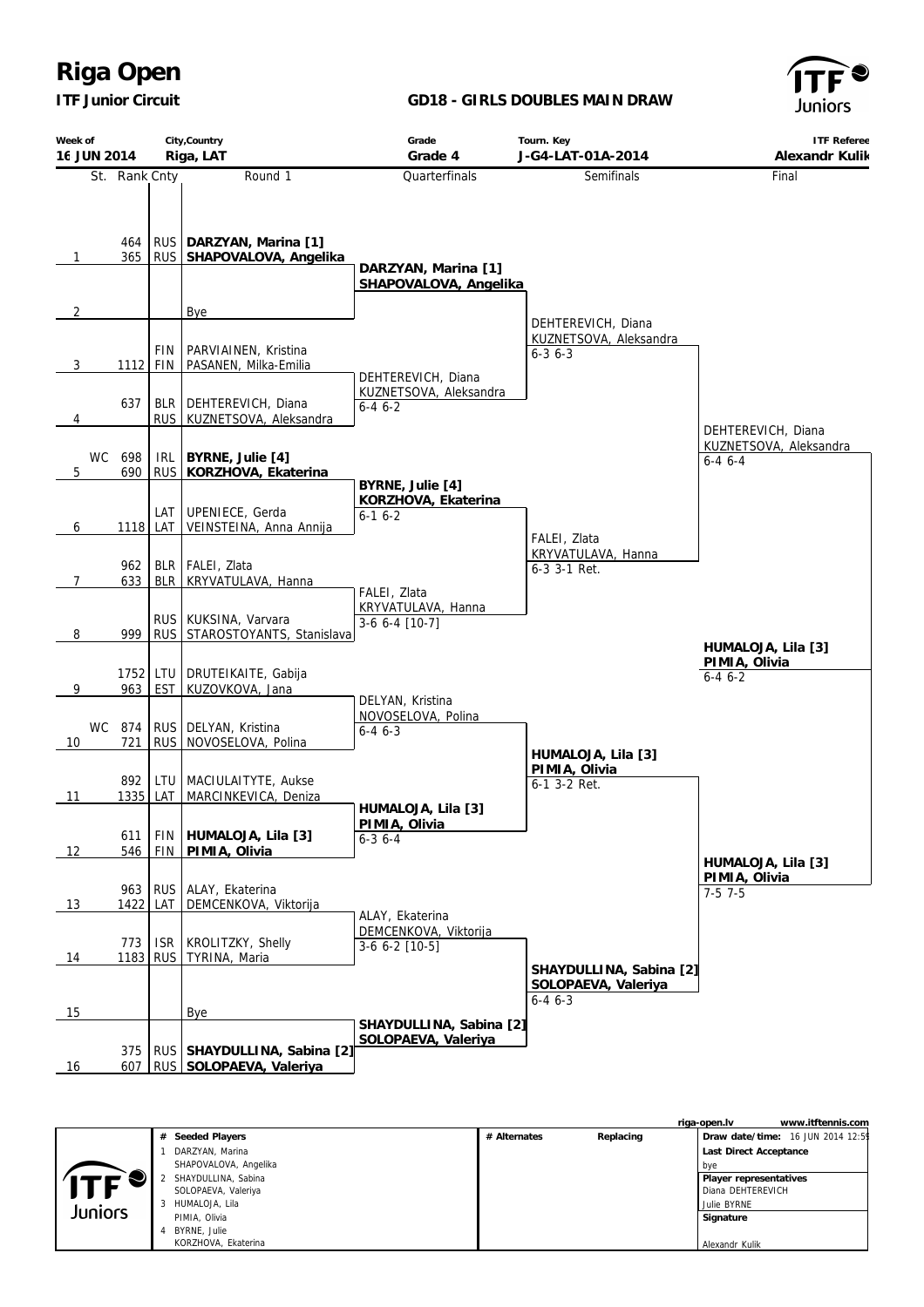# Riga Open

**ITF Junior Circuit**

**GD18 - GIRLS DOUBLES MAIN DRAW**

| Week of | City,Country | Grade | Tourn. Key | ITF Referee |
|---|---|---|---|---|
| 16 JUN 2014 | Riga, LAT | Grade 4 | J-G4-LAT-01A-2014 | Alexandr Kulik |

| St. | Rank | Cnty | Round 1 | Quarterfinals | Semifinals | Final |
|---|---|---|---|---|---|---|
| 1 | 464 / 365 | RUS / RUS | **DARZYAN, Marina [1]** / **SHAPOVALOVA, Angelika** | **DARZYAN, Marina [1]** / **SHAPOVALOVA, Angelika** | | |
| 2 | | | Bye | | DEHTEREVICH, Diana / KUZNETSOVA, Aleksandra 6-3 6-3 | |
| 3 | 1112 | FIN / FIN | PARVIAINEN, Kristina / PASANEN, Milka-Emilia | DEHTEREVICH, Diana / KUZNETSOVA, Aleksandra 6-4 6-2 | | |
| 4 | 637 | BLR / RUS | DEHTEREVICH, Diana / KUZNETSOVA, Aleksandra | | | DEHTEREVICH, Diana / KUZNETSOVA, Aleksandra 6-4 6-4 |
| 5 WC | 698 / 690 | IRL / RUS | **BYRNE, Julie [4]** / **KORZHOVA, Ekaterina** | **BYRNE, Julie [4]** / **KORZHOVA, Ekaterina** 6-1 6-2 | | |
| 6 | 1118 | LAT / LAT | UPENIECE, Gerda / VEINSTEINA, Anna Annija | | FALEI, Zlata / KRYVATULAVA, Hanna 6-3 3-1 Ret. | |
| 7 | 962 / 633 | BLR / BLR | FALEI, Zlata / KRYVATULAVA, Hanna | FALEI, Zlata / KRYVATULAVA, Hanna 3-6 6-4 [10-7] | | |
| 8 | 999 | RUS / RUS | KUKSINA, Varvara / STAROSTOYANTS, Stanislava | | | **HUMALOJA, Lila [3]** / **PIMIA, Olivia** 6-4 6-2 |
| 9 | 1752 / 963 | LTU / EST | DRUTEIKAITE, Gabija / KUZOVKOVA, Jana | DELYAN, Kristina / NOVOSELOVA, Polina 6-4 6-3 | | |
| 10 WC | 874 / 721 | RUS / RUS | DELYAN, Kristina / NOVOSELOVA, Polina | | **HUMALOJA, Lila [3]** / **PIMIA, Olivia** 6-1 3-2 Ret. | |
| 11 | 892 / 1335 | LTU / LAT | MACIULAITYTE, Aukse / MARCINKEVICA, Deniza | **HUMALOJA, Lila [3]** / **PIMIA, Olivia** 6-3 6-4 | | |
| 12 | 611 / 546 | FIN / FIN | **HUMALOJA, Lila [3]** / **PIMIA, Olivia** | | | **HUMALOJA, Lila [3]** / **PIMIA, Olivia** 7-5 7-5 |
| 13 | 963 / 1422 | RUS / LAT | ALAY, Ekaterina / DEMCENKOVA, Viktorija | ALAY, Ekaterina / DEMCENKOVA, Viktorija 3-6 6-2 [10-5] | | |
| 14 | 773 / 1183 | ISR / RUS | KROLITZKY, Shelly / TYRINA, Maria | | **SHAYDULLINA, Sabina [2]** / **SOLOPAEVA, Valeriya** 6-4 6-3 | |
| 15 | | | Bye | **SHAYDULLINA, Sabina [2]** / **SOLOPAEVA, Valeriya** | | |
| 16 | 375 / 607 | RUS / RUS | **SHAYDULLINA, Sabina [2]** / **SOLOPAEVA, Valeriya** | | | |

riga-open.lv | www.itftennis.com

| # | Seeded Players | # Alternates | Replacing | |
|---|---|---|---|---|
| 1 | DARZYAN, Marina / SHAPOVALOVA, Angelika | | | **Draw date/time:** 16 JUN 2014 12:59 |
| 2 | SHAYDULLINA, Sabina / SOLOPAEVA, Valeriya | | | **Last Direct Acceptance:** bye |
| 3 | HUMALOJA, Lila / PIMIA, Olivia | | | **Player representatives:** Diana DEHTEREVICH, Julie BYRNE |
| 4 | BYRNE, Julie / KORZHOVA, Ekaterina | | | **Signature:** Alexandr Kulik |